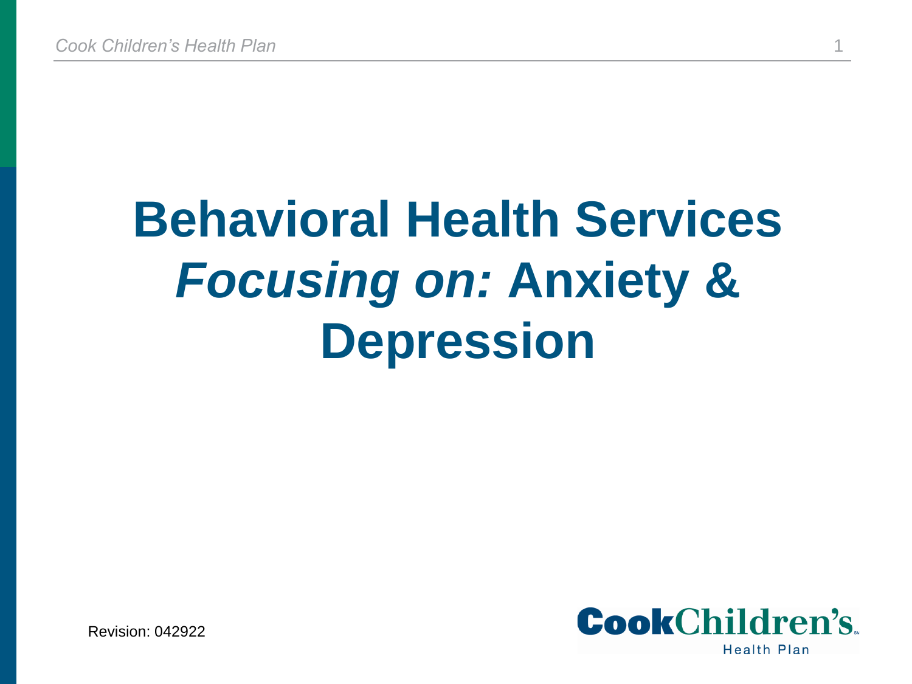# Behavioral Health Services *Focusing on:* Anxiety & Depression

Revision: 042922

CookChildren's

Health Plan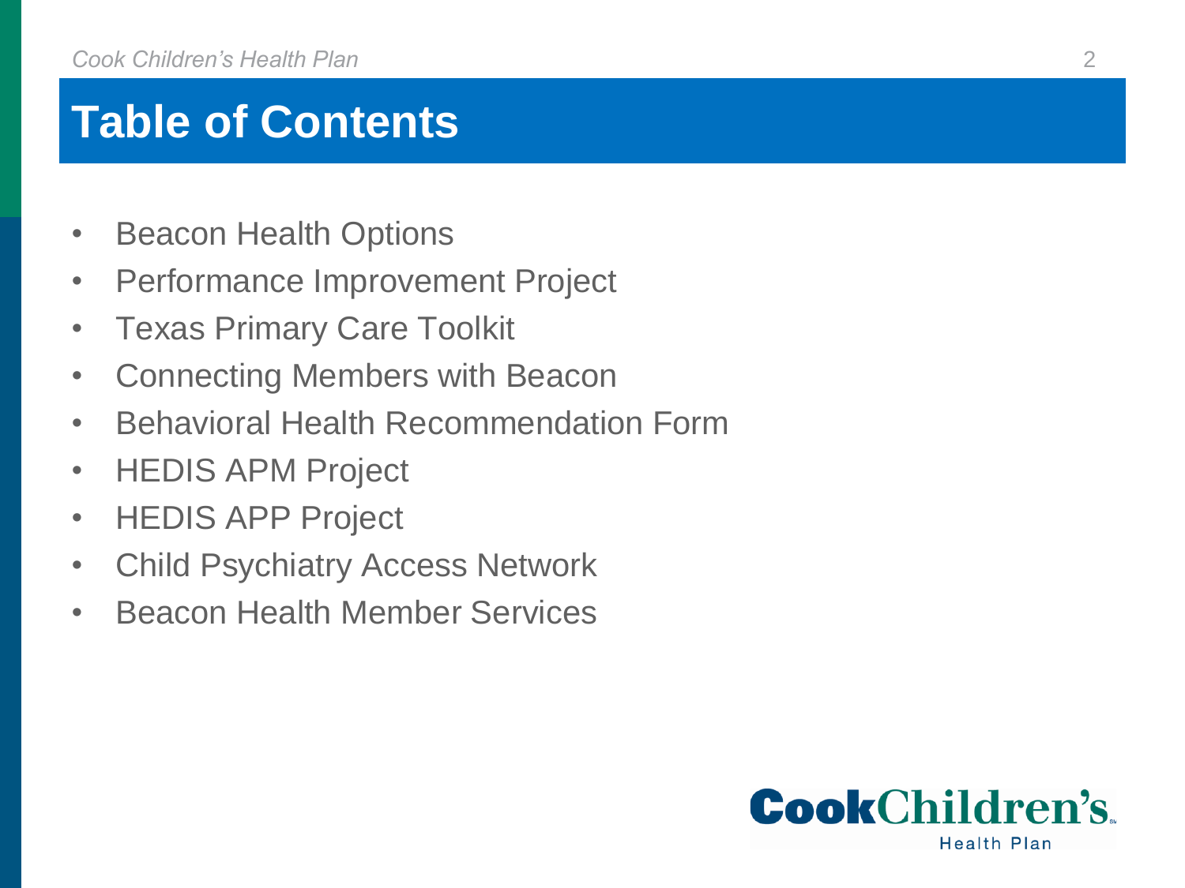# Table of Contents

- Beacon Health Options
- Performance Improvement Project
- Texas Primary Care Toolkit
- Connecting Members with Beacon
- Behavioral Health Recommendation Form
- HEDIS APM Project
- HEDIS APP Project
- Child Psychiatry Access Network
- Beacon Health Member Services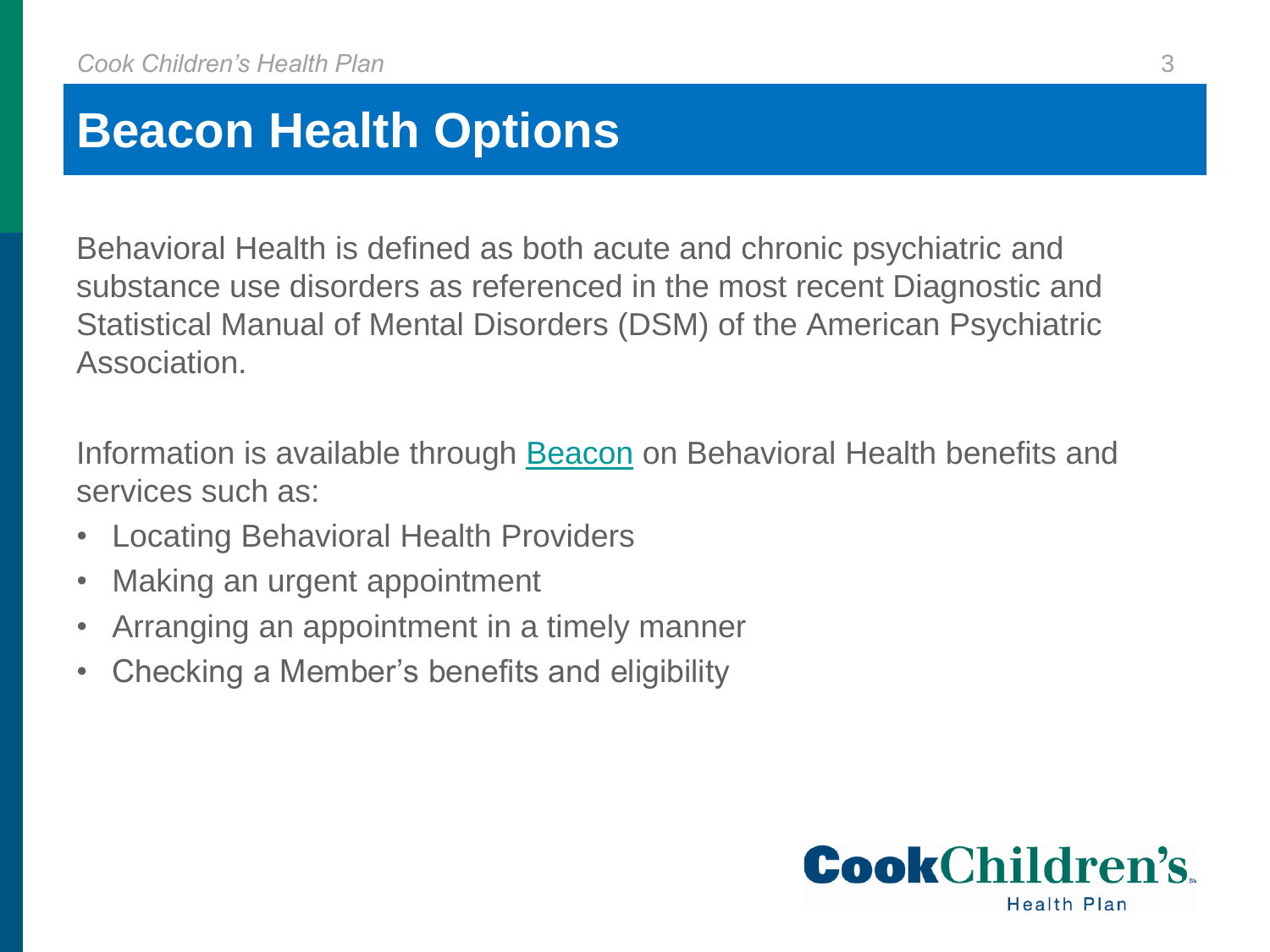# Beacon Health Options

Behavioral Health is defined as both acute and chronic psychiatric and substance use disorders as referenced in the most recent Diagnostic and Statistical Manual of Mental Disorders (DSM) of the American Psychiatric Association.

Information is available through Beacon on Behavioral Health benefits and services such as:

- Locating Behavioral Health Providers
- Making an urgent appointment
- Arranging an appointment in a timely manner
- Checking a Member's benefits and eligibility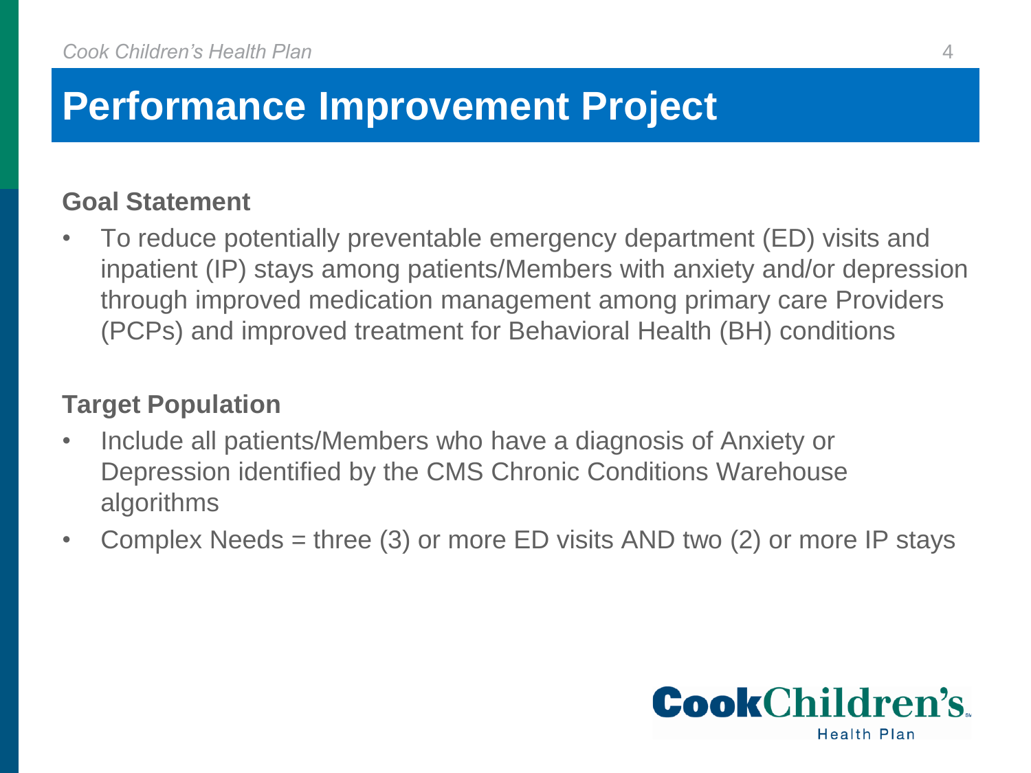# Performance Improvement Project

**Goal Statement**

- To reduce potentially preventable emergency department (ED) visits and inpatient (IP) stays among patients/Members with anxiety and/or depression through improved medication management among primary care Providers (PCPs) and improved treatment for Behavioral Health (BH) conditions

**Target Population**

- Include all patients/Members who have a diagnosis of Anxiety or Depression identified by the CMS Chronic Conditions Warehouse algorithms
- Complex Needs = three (3) or more ED visits AND two (2) or more IP stays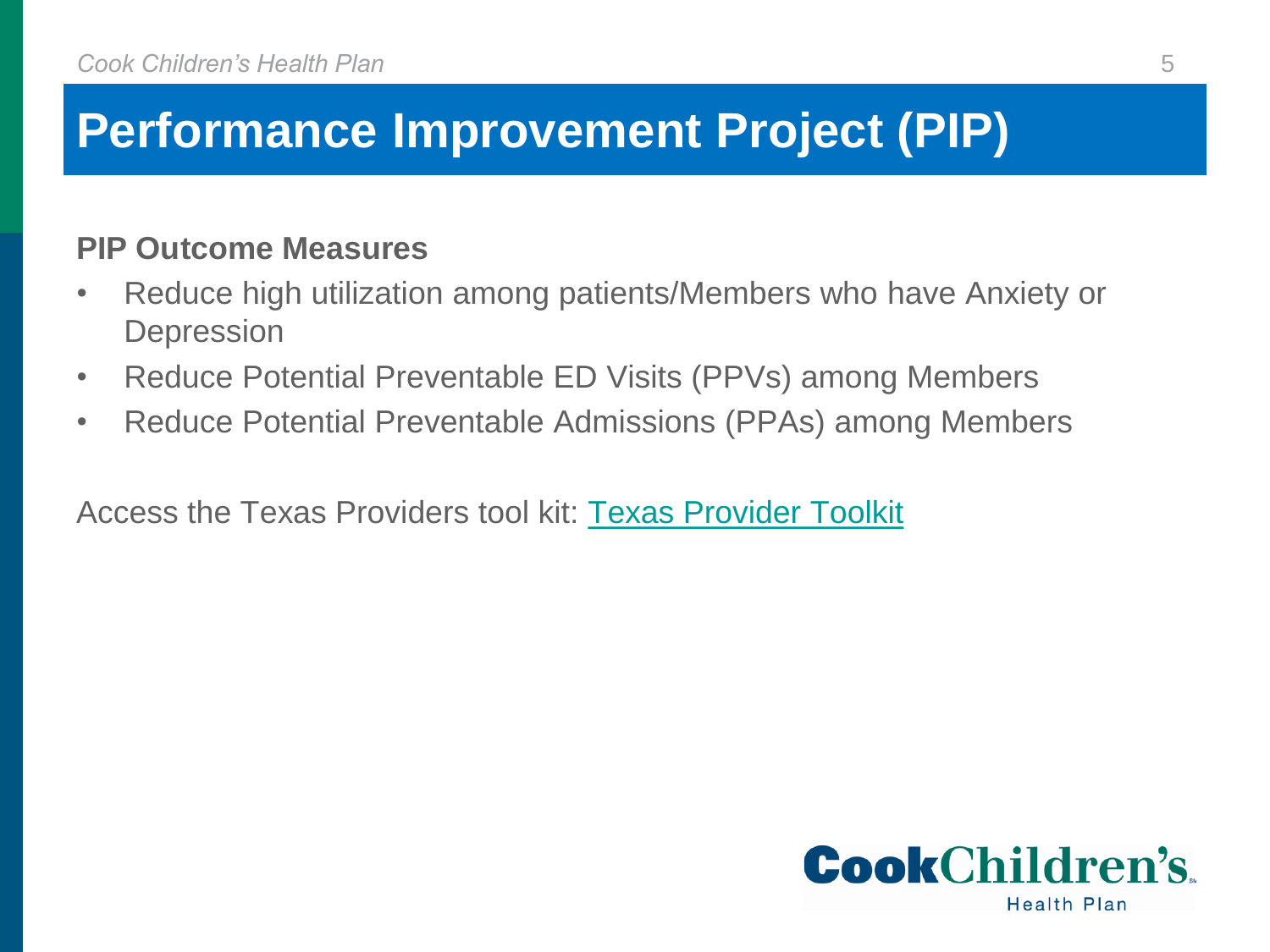# Performance Improvement Project (PIP)

**PIP Outcome Measures**

- Reduce high utilization among patients/Members who have Anxiety or Depression
- Reduce Potential Preventable ED Visits (PPVs) among Members
- Reduce Potential Preventable Admissions (PPAs) among Members

Access the Texas Providers tool kit: Texas Provider Toolkit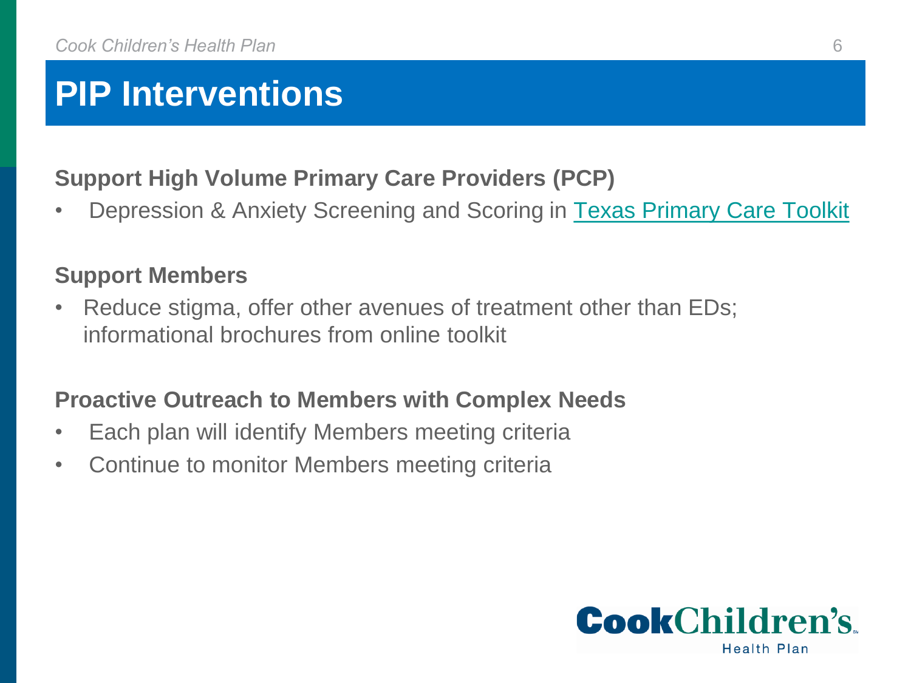# PIP Interventions

**Support High Volume Primary Care Providers (PCP)**

- Depression & Anxiety Screening and Scoring in Texas Primary Care Toolkit

**Support Members**

- Reduce stigma, offer other avenues of treatment other than EDs; informational brochures from online toolkit

**Proactive Outreach to Members with Complex Needs**

- Each plan will identify Members meeting criteria
- Continue to monitor Members meeting criteria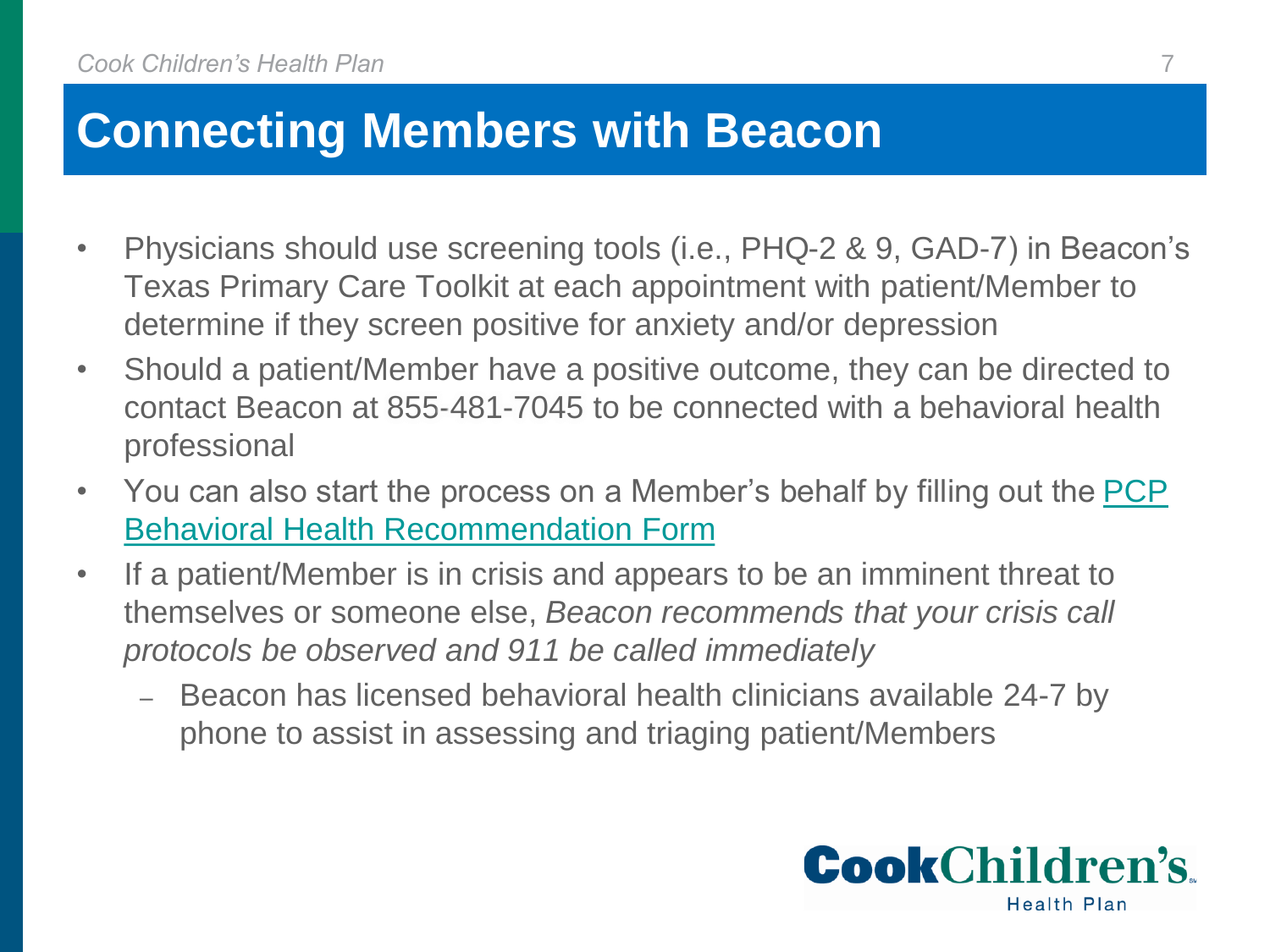# Connecting Members with Beacon

- Physicians should use screening tools (i.e., PHQ-2 & 9, GAD-7) in Beacon's Texas Primary Care Toolkit at each appointment with patient/Member to determine if they screen positive for anxiety and/or depression
- Should a patient/Member have a positive outcome, they can be directed to contact Beacon at 855-481-7045 to be connected with a behavioral health professional
- You can also start the process on a Member's behalf by filling out the PCP Behavioral Health Recommendation Form
- If a patient/Member is in crisis and appears to be an imminent threat to themselves or someone else, *Beacon recommends that your crisis call protocols be observed and 911 be called immediately*
  - Beacon has licensed behavioral health clinicians available 24-7 by phone to assist in assessing and triaging patient/Members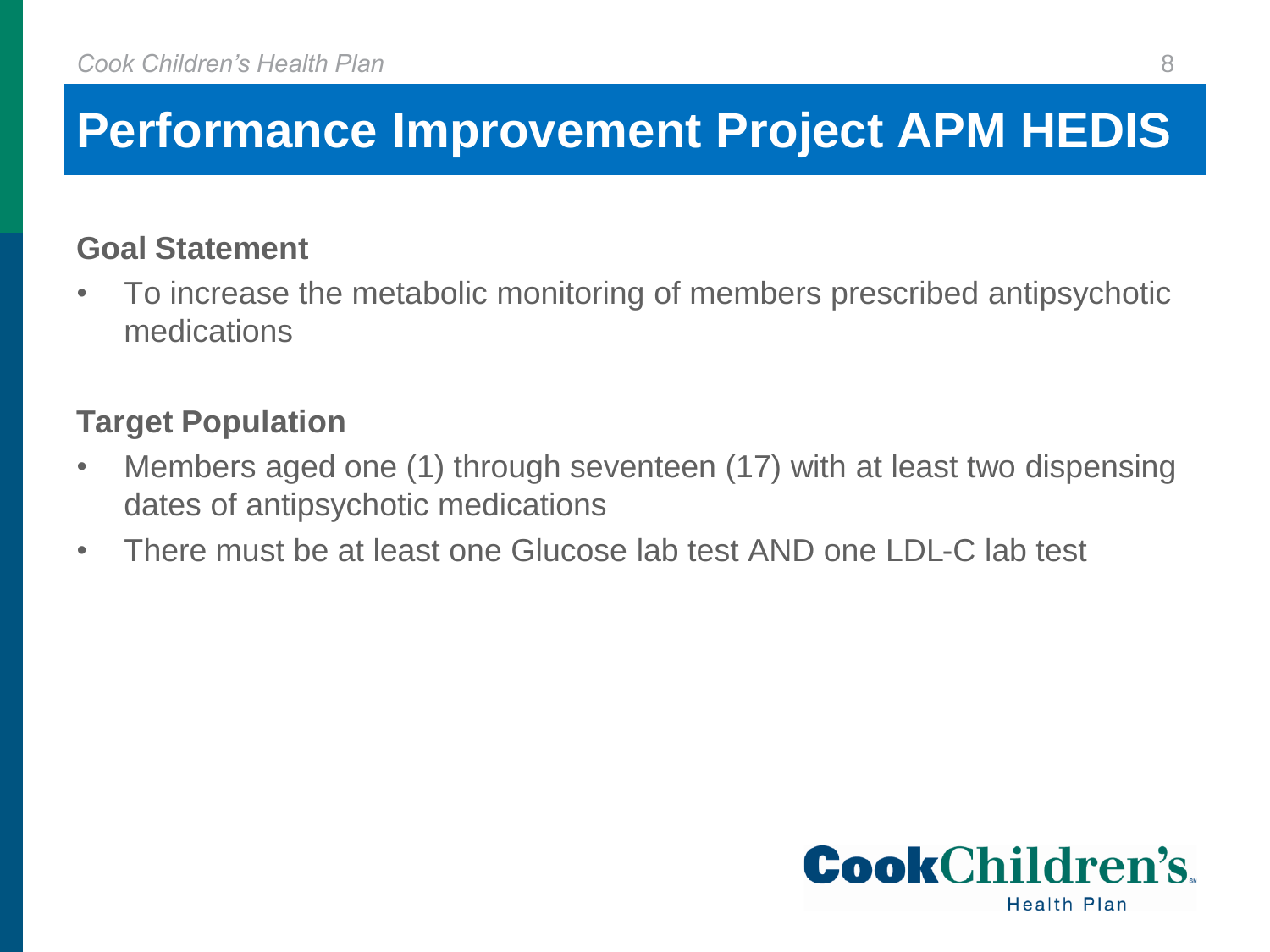# Performance Improvement Project APM HEDIS

**Goal Statement**

- To increase the metabolic monitoring of members prescribed antipsychotic medications

**Target Population**

- Members aged one (1) through seventeen (17) with at least two dispensing dates of antipsychotic medications
- There must be at least one Glucose lab test AND one LDL-C lab test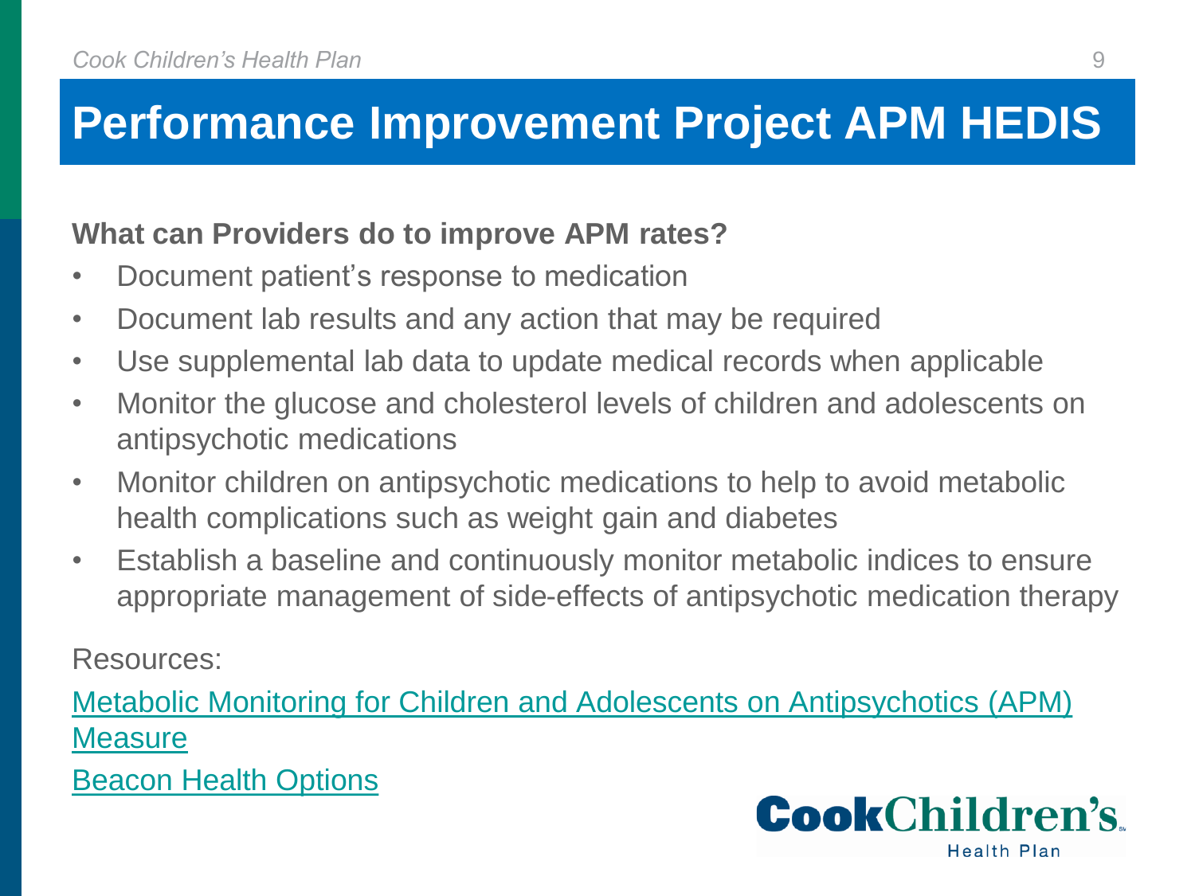# Performance Improvement Project APM HEDIS

**What can Providers do to improve APM rates?**

- Document patient's response to medication
- Document lab results and any action that may be required
- Use supplemental lab data to update medical records when applicable
- Monitor the glucose and cholesterol levels of children and adolescents on antipsychotic medications
- Monitor children on antipsychotic medications to help to avoid metabolic health complications such as weight gain and diabetes
- Establish a baseline and continuously monitor metabolic indices to ensure appropriate management of side-effects of antipsychotic medication therapy

Resources:

Metabolic Monitoring for Children and Adolescents on Antipsychotics (APM) Measure

Beacon Health Options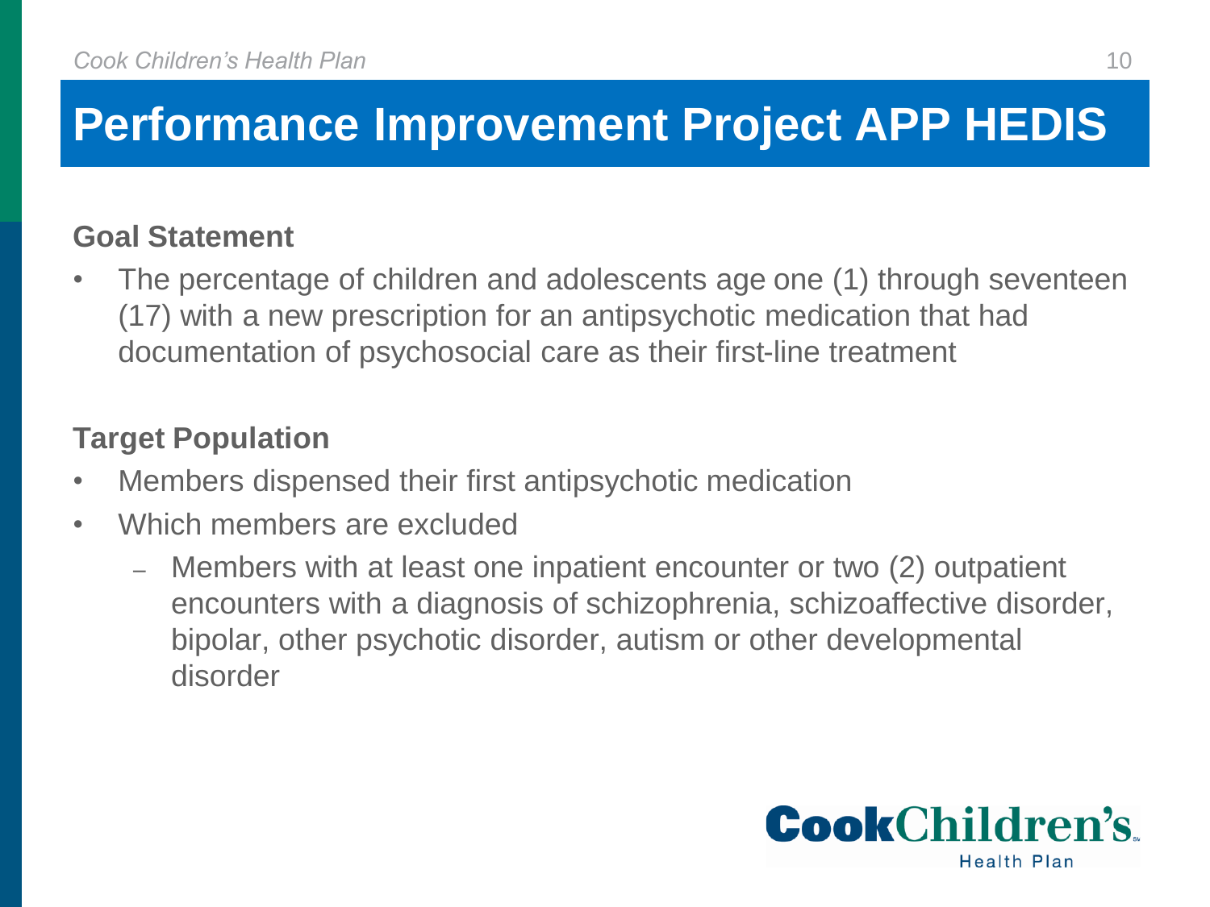# Performance Improvement Project APP HEDIS

**Goal Statement**

- The percentage of children and adolescents age one (1) through seventeen (17) with a new prescription for an antipsychotic medication that had documentation of psychosocial care as their first-line treatment

**Target Population**

- Members dispensed their first antipsychotic medication
- Which members are excluded
  - Members with at least one inpatient encounter or two (2) outpatient encounters with a diagnosis of schizophrenia, schizoaffective disorder, bipolar, other psychotic disorder, autism or other developmental disorder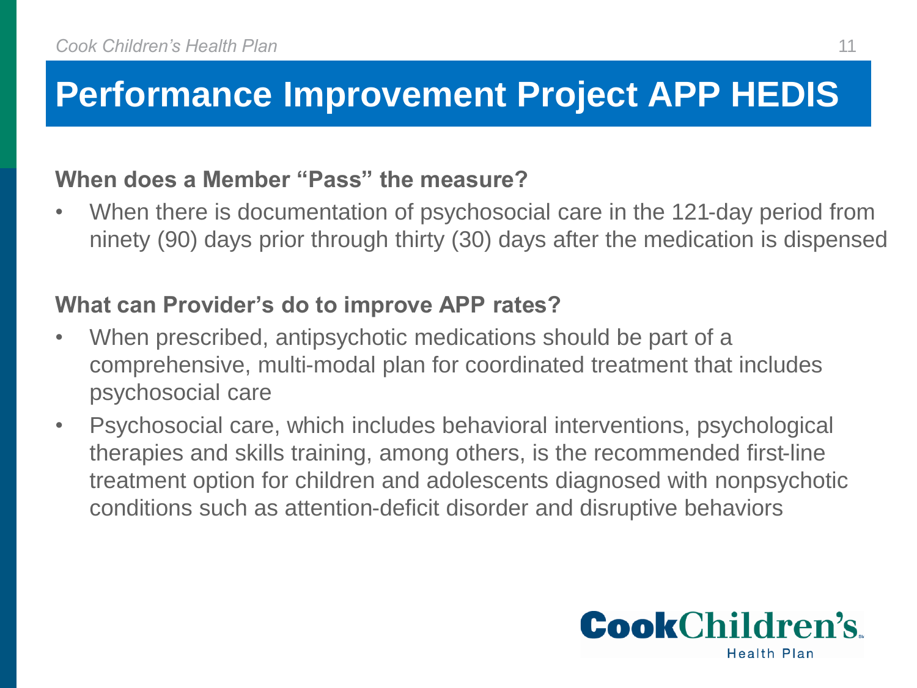# Performance Improvement Project APP HEDIS

**When does a Member "Pass" the measure?**

- When there is documentation of psychosocial care in the 121-day period from ninety (90) days prior through thirty (30) days after the medication is dispensed

**What can Provider's do to improve APP rates?**

- When prescribed, antipsychotic medications should be part of a comprehensive, multi-modal plan for coordinated treatment that includes psychosocial care
- Psychosocial care, which includes behavioral interventions, psychological therapies and skills training, among others, is the recommended first-line treatment option for children and adolescents diagnosed with nonpsychotic conditions such as attention-deficit disorder and disruptive behaviors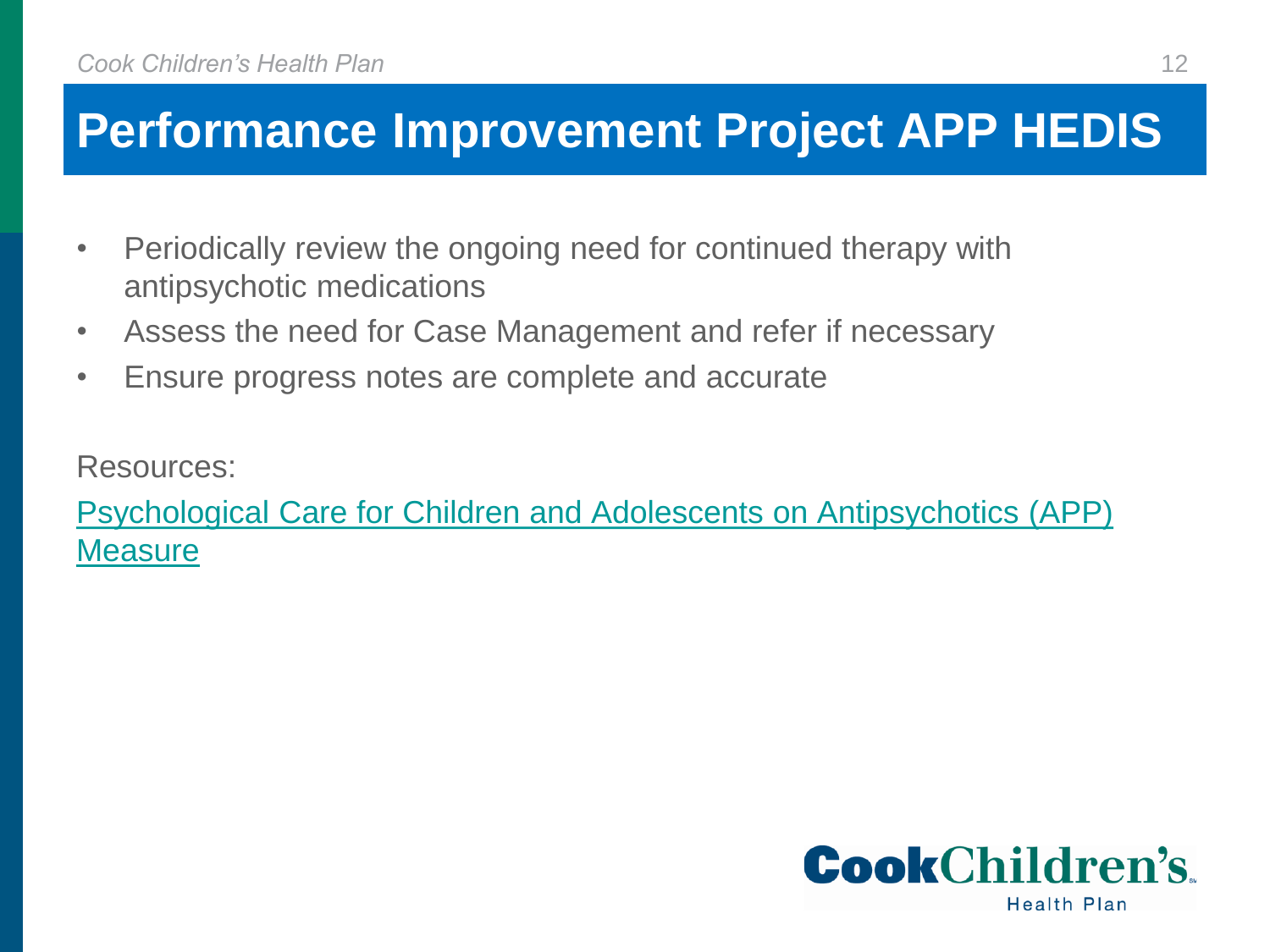# Performance Improvement Project APP HEDIS

- Periodically review the ongoing need for continued therapy with antipsychotic medications
- Assess the need for Case Management and refer if necessary
- Ensure progress notes are complete and accurate

Resources:

Psychological Care for Children and Adolescents on Antipsychotics (APP) Measure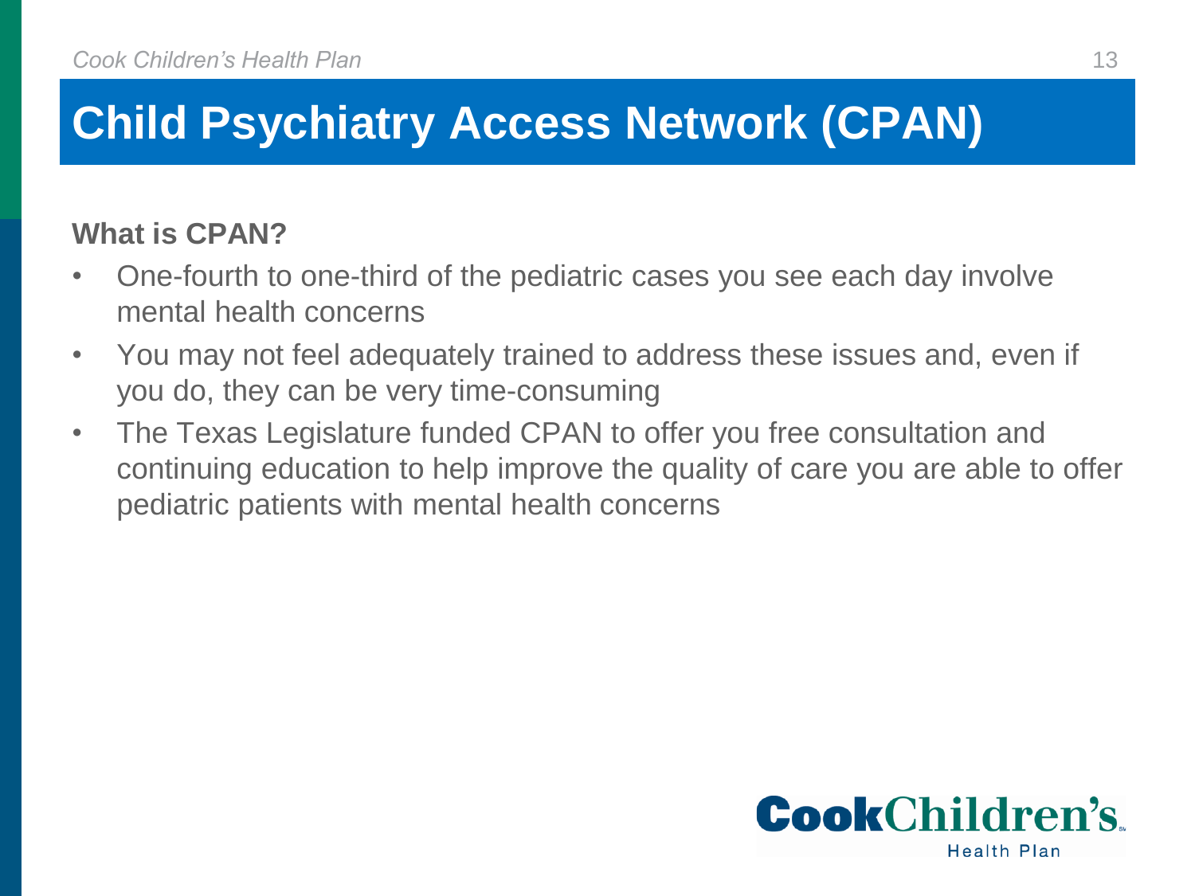# Child Psychiatry Access Network (CPAN)

**What is CPAN?**

- One-fourth to one-third of the pediatric cases you see each day involve mental health concerns
- You may not feel adequately trained to address these issues and, even if you do, they can be very time-consuming
- The Texas Legislature funded CPAN to offer you free consultation and continuing education to help improve the quality of care you are able to offer pediatric patients with mental health concerns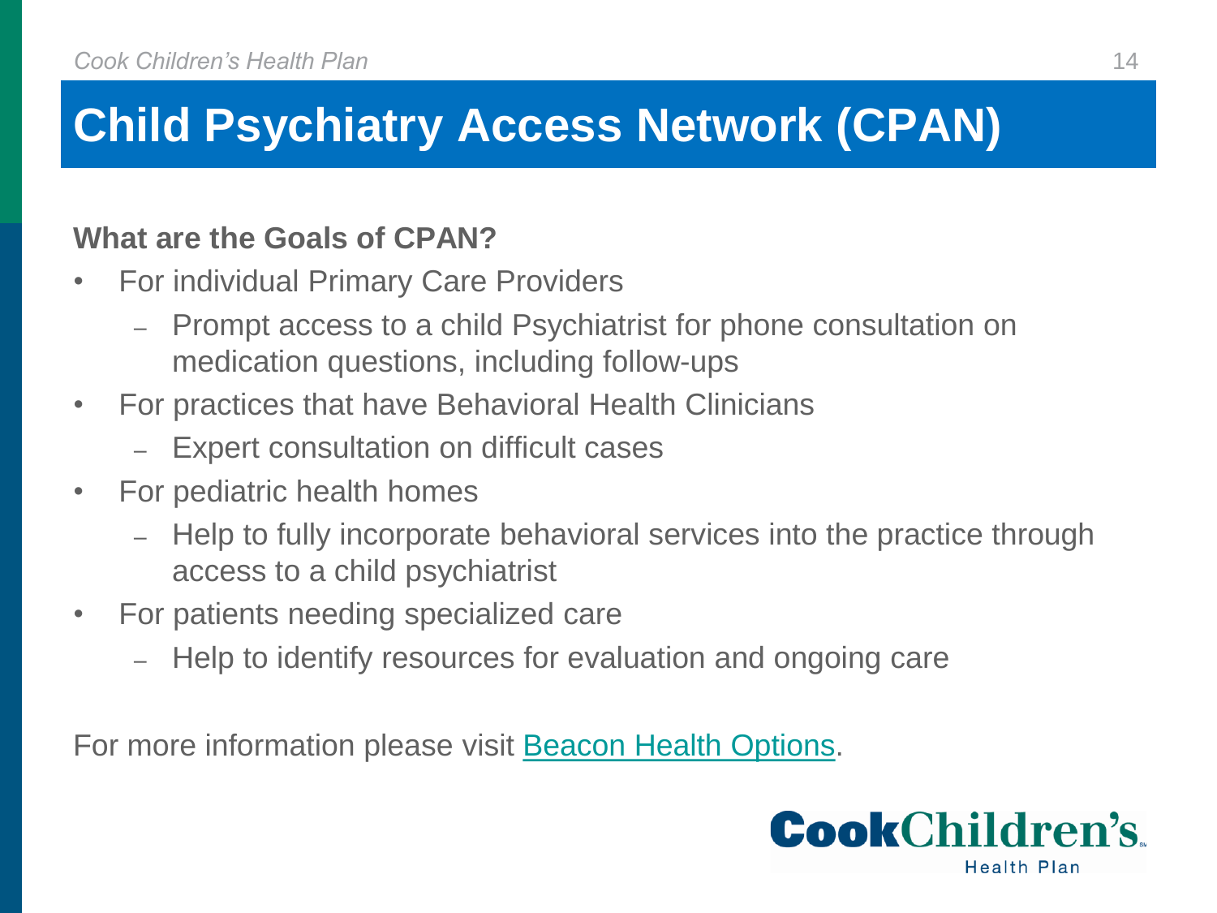# Child Psychiatry Access Network (CPAN)

**What are the Goals of CPAN?**

- For individual Primary Care Providers
  - Prompt access to a child Psychiatrist for phone consultation on medication questions, including follow-ups
- For practices that have Behavioral Health Clinicians
  - Expert consultation on difficult cases
- For pediatric health homes
  - Help to fully incorporate behavioral services into the practice through access to a child psychiatrist
- For patients needing specialized care
  - Help to identify resources for evaluation and ongoing care

For more information please visit Beacon Health Options.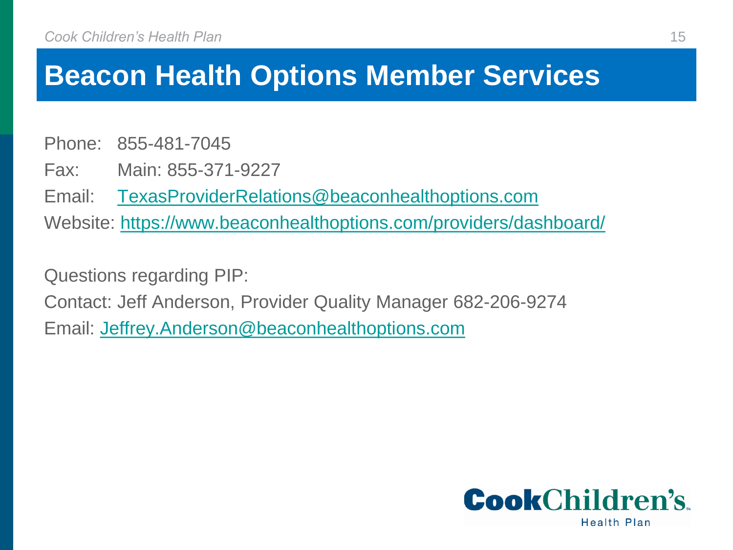# Beacon Health Options Member Services

Phone: 855-481-7045

Fax: Main: 855-371-9227

Email: TexasProviderRelations@beaconhealthoptions.com

Website: https://www.beaconhealthoptions.com/providers/dashboard/

Questions regarding PIP:

Contact: Jeff Anderson, Provider Quality Manager 682-206-9274

Email: Jeffrey.Anderson@beaconhealthoptions.com